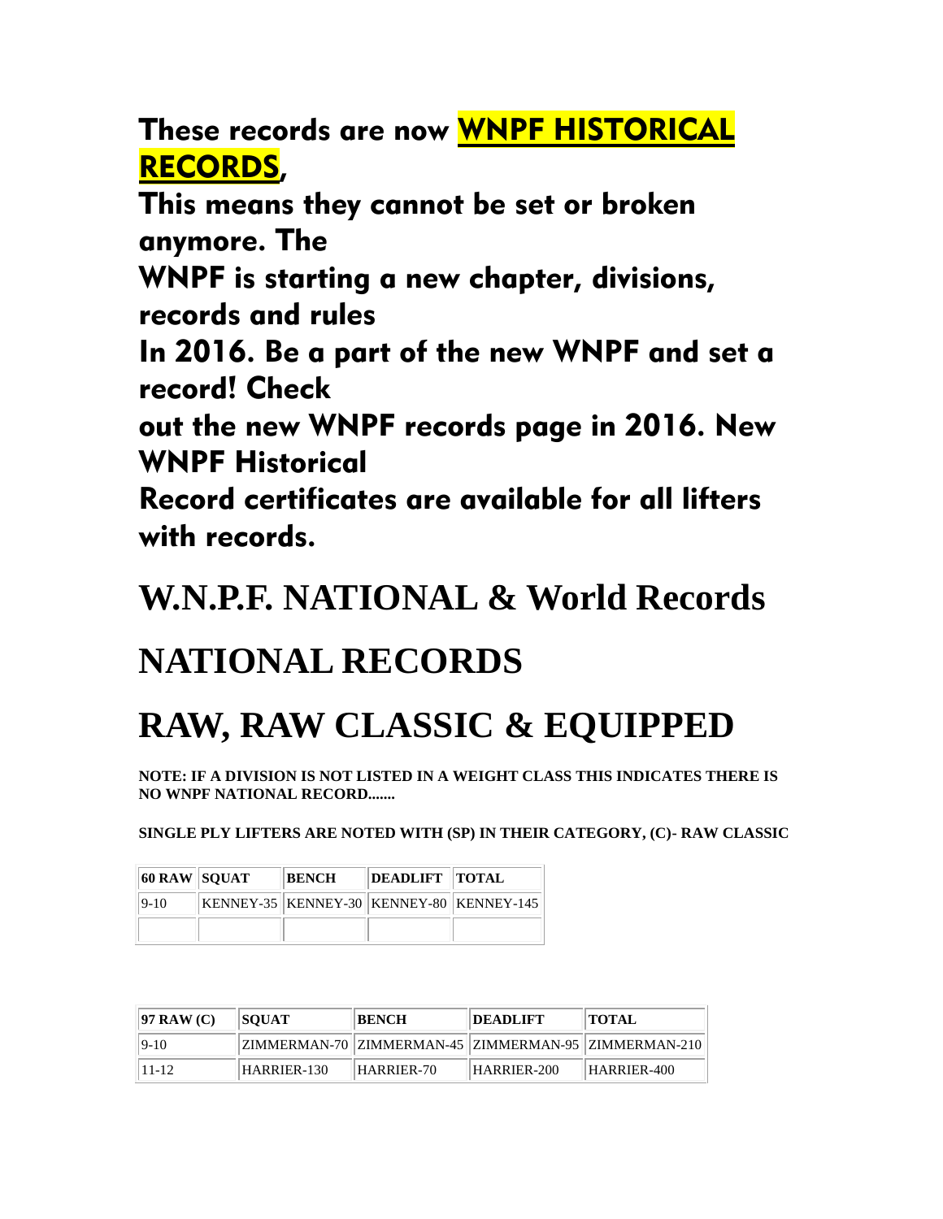**These records are now WNPF HISTORICAL RECORDS,**
**This means they cannot be set or broken anymore. The WNPF is starting a new chapter, divisions, records and rules In 2016. Be a part of the new WNPF and set a record! Check out the new WNPF records page in 2016. New WNPF Historical Record certificates are available for all lifters with records.**

# W.N.P.F. NATIONAL & World Records

# NATIONAL RECORDS

# RAW, RAW CLASSIC & EQUIPPED

**NOTE: IF A DIVISION IS NOT LISTED IN A WEIGHT CLASS THIS INDICATES THERE IS NO WNPF NATIONAL RECORD.......**

**SINGLE PLY LIFTERS ARE NOTED WITH (SP) IN THEIR CATEGORY, (C)- RAW CLASSIC**

| 60 RAW | SQUAT | BENCH | DEADLIFT | TOTAL |
|---|---|---|---|---|
| 9-10 | KENNEY-35 | KENNEY-30 | KENNEY-80 | KENNEY-145 |
| | | | | |

| 97 RAW (C) | SQUAT | BENCH | DEADLIFT | TOTAL |
|---|---|---|---|---|
| 9-10 | ZIMMERMAN-70 | ZIMMERMAN-45 | ZIMMERMAN-95 | ZIMMERMAN-210 |
| 11-12 | HARRIER-130 | HARRIER-70 | HARRIER-200 | HARRIER-400 |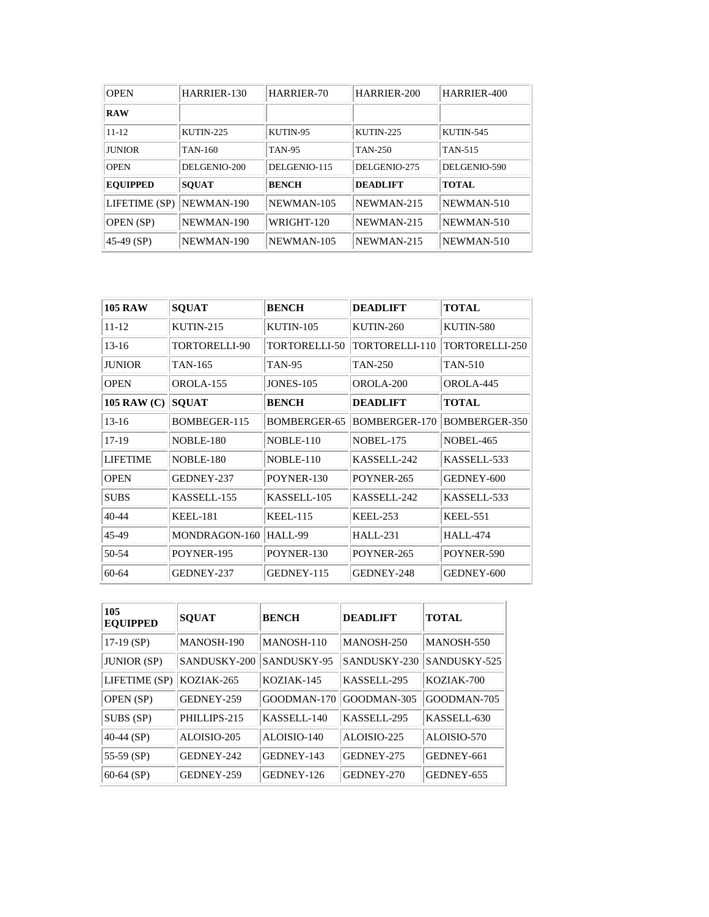| | | | | |
|---|---|---|---|---|
| OPEN | HARRIER-130 | HARRIER-70 | HARRIER-200 | HARRIER-400 |
| **RAW** | | | | |
| 11-12 | KUTIN-225 | KUTIN-95 | KUTIN-225 | KUTIN-545 |
| JUNIOR | TAN-160 | TAN-95 | TAN-250 | TAN-515 |
| OPEN | DELGENIO-200 | DELGENIO-115 | DELGENIO-275 | DELGENIO-590 |
| **EQUIPPED** | **SQUAT** | **BENCH** | **DEADLIFT** | **TOTAL** |
| LIFETIME (SP) | NEWMAN-190 | NEWMAN-105 | NEWMAN-215 | NEWMAN-510 |
| OPEN (SP) | NEWMAN-190 | WRIGHT-120 | NEWMAN-215 | NEWMAN-510 |
| 45-49 (SP) | NEWMAN-190 | NEWMAN-105 | NEWMAN-215 | NEWMAN-510 |

| 105 RAW | SQUAT | BENCH | DEADLIFT | TOTAL |
|---|---|---|---|---|
| 11-12 | KUTIN-215 | KUTIN-105 | KUTIN-260 | KUTIN-580 |
| 13-16 | TORTORELLI-90 | TORTORELLI-50 | TORTORELLI-110 | TORTORELLI-250 |
| JUNIOR | TAN-165 | TAN-95 | TAN-250 | TAN-510 |
| OPEN | OROLA-155 | JONES-105 | OROLA-200 | OROLA-445 |
| **105 RAW (C)** | **SQUAT** | **BENCH** | **DEADLIFT** | **TOTAL** |
| 13-16 | BOMBEGER-115 | BOMBERGER-65 | BOMBERGER-170 | BOMBERGER-350 |
| 17-19 | NOBLE-180 | NOBLE-110 | NOBEL-175 | NOBEL-465 |
| LIFETIME | NOBLE-180 | NOBLE-110 | KASSELL-242 | KASSELL-533 |
| OPEN | GEDNEY-237 | POYNER-130 | POYNER-265 | GEDNEY-600 |
| SUBS | KASSELL-155 | KASSELL-105 | KASSELL-242 | KASSELL-533 |
| 40-44 | KEEL-181 | KEEL-115 | KEEL-253 | KEEL-551 |
| 45-49 | MONDRAGON-160 | HALL-99 | HALL-231 | HALL-474 |
| 50-54 | POYNER-195 | POYNER-130 | POYNER-265 | POYNER-590 |
| 60-64 | GEDNEY-237 | GEDNEY-115 | GEDNEY-248 | GEDNEY-600 |

| 105 EQUIPPED | SQUAT | BENCH | DEADLIFT | TOTAL |
|---|---|---|---|---|
| 17-19 (SP) | MANOSH-190 | MANOSH-110 | MANOSH-250 | MANOSH-550 |
| JUNIOR (SP) | SANDUSKY-200 | SANDUSKY-95 | SANDUSKY-230 | SANDUSKY-525 |
| LIFETIME (SP) | KOZIAK-265 | KOZIAK-145 | KASSELL-295 | KOZIAK-700 |
| OPEN (SP) | GEDNEY-259 | GOODMAN-170 | GOODMAN-305 | GOODMAN-705 |
| SUBS (SP) | PHILLIPS-215 | KASSELL-140 | KASSELL-295 | KASSELL-630 |
| 40-44 (SP) | ALOISIO-205 | ALOISIO-140 | ALOISIO-225 | ALOISIO-570 |
| 55-59 (SP) | GEDNEY-242 | GEDNEY-143 | GEDNEY-275 | GEDNEY-661 |
| 60-64 (SP) | GEDNEY-259 | GEDNEY-126 | GEDNEY-270 | GEDNEY-655 |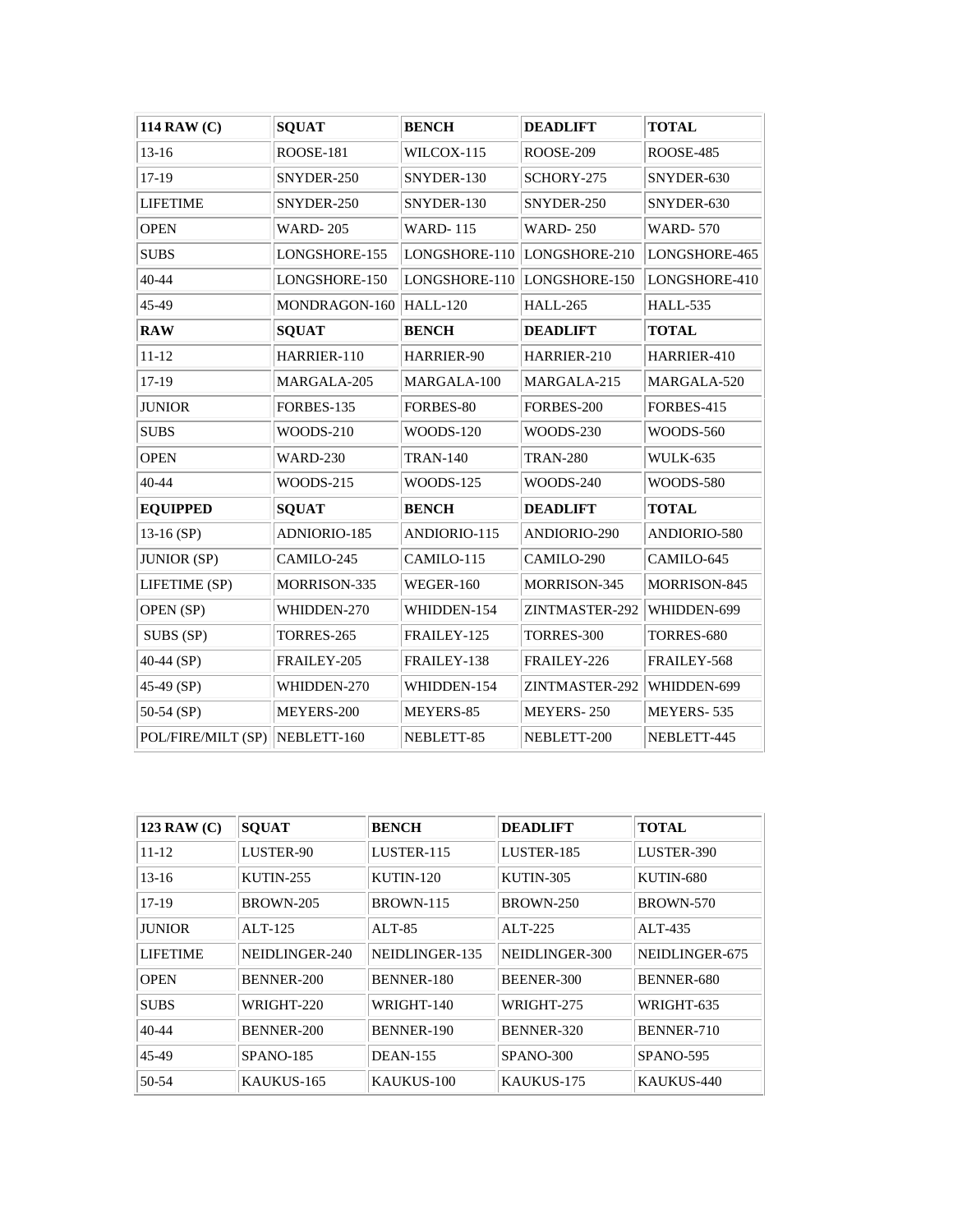| **114 RAW (C)** | **SQUAT** | **BENCH** | **DEADLIFT** | **TOTAL** |
| --- | --- | --- | --- | --- |
| 13-16 | ROOSE-181 | WILCOX-115 | ROOSE-209 | ROOSE-485 |
| 17-19 | SNYDER-250 | SNYDER-130 | SCHORY-275 | SNYDER-630 |
| LIFETIME | SNYDER-250 | SNYDER-130 | SNYDER-250 | SNYDER-630 |
| OPEN | WARD- 205 | WARD- 115 | WARD- 250 | WARD- 570 |
| SUBS | LONGSHORE-155 | LONGSHORE-110 | LONGSHORE-210 | LONGSHORE-465 |
| 40-44 | LONGSHORE-150 | LONGSHORE-110 | LONGSHORE-150 | LONGSHORE-410 |
| 45-49 | MONDRAGON-160 | HALL-120 | HALL-265 | HALL-535 |
| **RAW** | **SQUAT** | **BENCH** | **DEADLIFT** | **TOTAL** |
| 11-12 | HARRIER-110 | HARRIER-90 | HARRIER-210 | HARRIER-410 |
| 17-19 | MARGALA-205 | MARGALA-100 | MARGALA-215 | MARGALA-520 |
| JUNIOR | FORBES-135 | FORBES-80 | FORBES-200 | FORBES-415 |
| SUBS | WOODS-210 | WOODS-120 | WOODS-230 | WOODS-560 |
| OPEN | WARD-230 | TRAN-140 | TRAN-280 | WULK-635 |
| 40-44 | WOODS-215 | WOODS-125 | WOODS-240 | WOODS-580 |
| **EQUIPPED** | **SQUAT** | **BENCH** | **DEADLIFT** | **TOTAL** |
| 13-16 (SP) | ADNIORIO-185 | ANDIORIO-115 | ANDIORIO-290 | ANDIORIO-580 |
| JUNIOR (SP) | CAMILO-245 | CAMILO-115 | CAMILO-290 | CAMILO-645 |
| LIFETIME (SP) | MORRISON-335 | WEGER-160 | MORRISON-345 | MORRISON-845 |
| OPEN (SP) | WHIDDEN-270 | WHIDDEN-154 | ZINTMASTER-292 | WHIDDEN-699 |
| SUBS (SP) | TORRES-265 | FRAILEY-125 | TORRES-300 | TORRES-680 |
| 40-44 (SP) | FRAILEY-205 | FRAILEY-138 | FRAILEY-226 | FRAILEY-568 |
| 45-49 (SP) | WHIDDEN-270 | WHIDDEN-154 | ZINTMASTER-292 | WHIDDEN-699 |
| 50-54 (SP) | MEYERS-200 | MEYERS-85 | MEYERS- 250 | MEYERS- 535 |
| POL/FIRE/MILT (SP) | NEBLETT-160 | NEBLETT-85 | NEBLETT-200 | NEBLETT-445 |

| **123 RAW (C)** | **SQUAT** | **BENCH** | **DEADLIFT** | **TOTAL** |
| --- | --- | --- | --- | --- |
| 11-12 | LUSTER-90 | LUSTER-115 | LUSTER-185 | LUSTER-390 |
| 13-16 | KUTIN-255 | KUTIN-120 | KUTIN-305 | KUTIN-680 |
| 17-19 | BROWN-205 | BROWN-115 | BROWN-250 | BROWN-570 |
| JUNIOR | ALT-125 | ALT-85 | ALT-225 | ALT-435 |
| LIFETIME | NEIDLINGER-240 | NEIDLINGER-135 | NEIDLINGER-300 | NEIDLINGER-675 |
| OPEN | BENNER-200 | BENNER-180 | BEENER-300 | BENNER-680 |
| SUBS | WRIGHT-220 | WRIGHT-140 | WRIGHT-275 | WRIGHT-635 |
| 40-44 | BENNER-200 | BENNER-190 | BENNER-320 | BENNER-710 |
| 45-49 | SPANO-185 | DEAN-155 | SPANO-300 | SPANO-595 |
| 50-54 | KAUKUS-165 | KAUKUS-100 | KAUKUS-175 | KAUKUS-440 |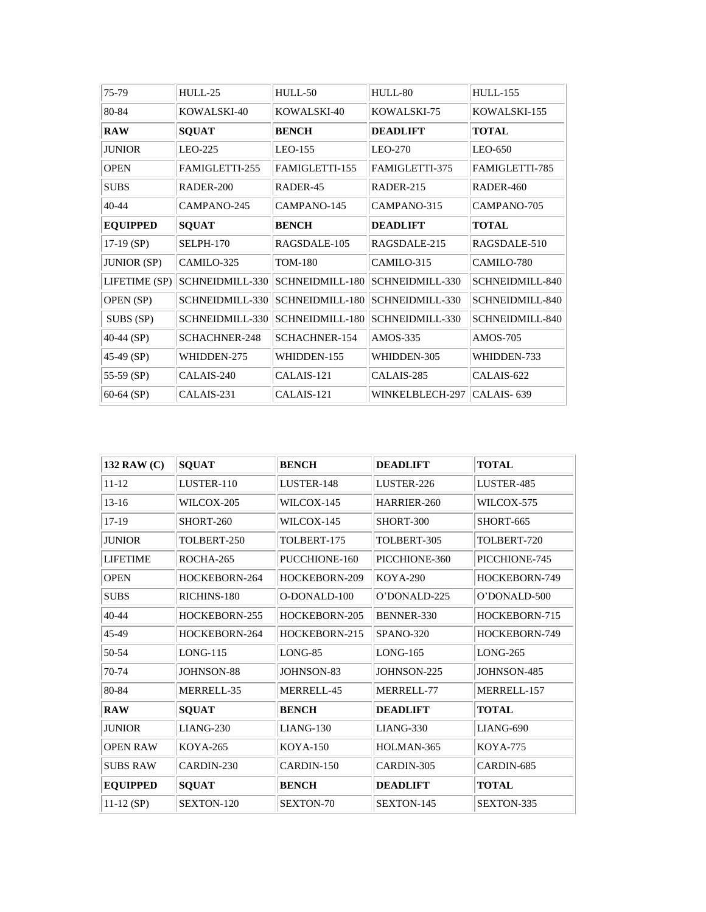| | | | | |
|---|---|---|---|---|
| 75-79 | HULL-25 | HULL-50 | HULL-80 | HULL-155 |
| 80-84 | KOWALSKI-40 | KOWALSKI-40 | KOWALSKI-75 | KOWALSKI-155 |
| **RAW** | **SQUAT** | **BENCH** | **DEADLIFT** | **TOTAL** |
| JUNIOR | LEO-225 | LEO-155 | LEO-270 | LEO-650 |
| OPEN | FAMIGLETTI-255 | FAMIGLETTI-155 | FAMIGLETTI-375 | FAMIGLETTI-785 |
| SUBS | RADER-200 | RADER-45 | RADER-215 | RADER-460 |
| 40-44 | CAMPANO-245 | CAMPANO-145 | CAMPANO-315 | CAMPANO-705 |
| **EQUIPPED** | **SQUAT** | **BENCH** | **DEADLIFT** | **TOTAL** |
| 17-19 (SP) | SELPH-170 | RAGSDALE-105 | RAGSDALE-215 | RAGSDALE-510 |
| JUNIOR (SP) | CAMILO-325 | TOM-180 | CAMILO-315 | CAMILO-780 |
| LIFETIME (SP) | SCHNEIDMILL-330 | SCHNEIDMILL-180 | SCHNEIDMILL-330 | SCHNEIDMILL-840 |
| OPEN (SP) | SCHNEIDMILL-330 | SCHNEIDMILL-180 | SCHNEIDMILL-330 | SCHNEIDMILL-840 |
| SUBS (SP) | SCHNEIDMILL-330 | SCHNEIDMILL-180 | SCHNEIDMILL-330 | SCHNEIDMILL-840 |
| 40-44 (SP) | SCHACHNER-248 | SCHACHNER-154 | AMOS-335 | AMOS-705 |
| 45-49 (SP) | WHIDDEN-275 | WHIDDEN-155 | WHIDDEN-305 | WHIDDEN-733 |
| 55-59 (SP) | CALAIS-240 | CALAIS-121 | CALAIS-285 | CALAIS-622 |
| 60-64 (SP) | CALAIS-231 | CALAIS-121 | WINKELBLECH-297 | CALAIS- 639 |

| **132 RAW (C)** | **SQUAT** | **BENCH** | **DEADLIFT** | **TOTAL** |
|---|---|---|---|---|
| 11-12 | LUSTER-110 | LUSTER-148 | LUSTER-226 | LUSTER-485 |
| 13-16 | WILCOX-205 | WILCOX-145 | HARRIER-260 | WILCOX-575 |
| 17-19 | SHORT-260 | WILCOX-145 | SHORT-300 | SHORT-665 |
| JUNIOR | TOLBERT-250 | TOLBERT-175 | TOLBERT-305 | TOLBERT-720 |
| LIFETIME | ROCHA-265 | PUCCHIONE-160 | PICCHIONE-360 | PICCHIONE-745 |
| OPEN | HOCKEBORN-264 | HOCKEBORN-209 | KOYA-290 | HOCKEBORN-749 |
| SUBS | RICHINS-180 | O-DONALD-100 | O'DONALD-225 | O'DONALD-500 |
| 40-44 | HOCKEBORN-255 | HOCKEBORN-205 | BENNER-330 | HOCKEBORN-715 |
| 45-49 | HOCKEBORN-264 | HOCKEBORN-215 | SPANO-320 | HOCKEBORN-749 |
| 50-54 | LONG-115 | LONG-85 | LONG-165 | LONG-265 |
| 70-74 | JOHNSON-88 | JOHNSON-83 | JOHNSON-225 | JOHNSON-485 |
| 80-84 | MERRELL-35 | MERRELL-45 | MERRELL-77 | MERRELL-157 |
| **RAW** | **SQUAT** | **BENCH** | **DEADLIFT** | **TOTAL** |
| JUNIOR | LIANG-230 | LIANG-130 | LIANG-330 | LIANG-690 |
| OPEN RAW | KOYA-265 | KOYA-150 | HOLMAN-365 | KOYA-775 |
| SUBS RAW | CARDIN-230 | CARDIN-150 | CARDIN-305 | CARDIN-685 |
| **EQUIPPED** | **SQUAT** | **BENCH** | **DEADLIFT** | **TOTAL** |
| 11-12 (SP) | SEXTON-120 | SEXTON-70 | SEXTON-145 | SEXTON-335 |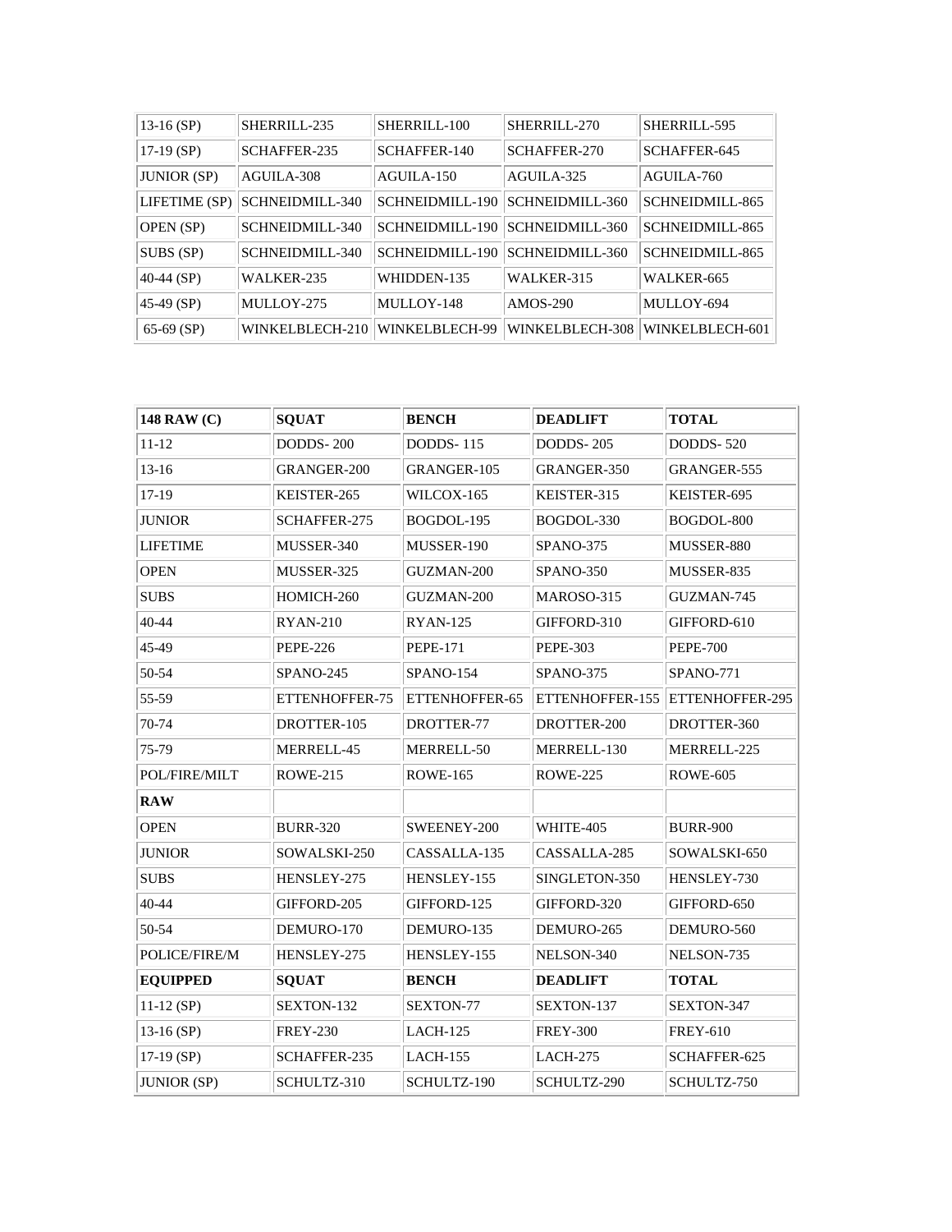| | | | | |
|---|---|---|---|---|
| 13-16 (SP) | SHERRILL-235 | SHERRILL-100 | SHERRILL-270 | SHERRILL-595 |
| 17-19 (SP) | SCHAFFER-235 | SCHAFFER-140 | SCHAFFER-270 | SCHAFFER-645 |
| JUNIOR (SP) | AGUILA-308 | AGUILA-150 | AGUILA-325 | AGUILA-760 |
| LIFETIME (SP) | SCHNEIDMILL-340 | SCHNEIDMILL-190 | SCHNEIDMILL-360 | SCHNEIDMILL-865 |
| OPEN (SP) | SCHNEIDMILL-340 | SCHNEIDMILL-190 | SCHNEIDMILL-360 | SCHNEIDMILL-865 |
| SUBS (SP) | SCHNEIDMILL-340 | SCHNEIDMILL-190 | SCHNEIDMILL-360 | SCHNEIDMILL-865 |
| 40-44 (SP) | WALKER-235 | WHIDDEN-135 | WALKER-315 | WALKER-665 |
| 45-49 (SP) | MULLOY-275 | MULLOY-148 | AMOS-290 | MULLOY-694 |
| 65-69 (SP) | WINKELBLECH-210 | WINKELBLECH-99 | WINKELBLECH-308 | WINKELBLECH-601 |

| **148 RAW (C)** | **SQUAT** | **BENCH** | **DEADLIFT** | **TOTAL** |
|---|---|---|---|---|
| 11-12 | DODDS- 200 | DODDS- 115 | DODDS- 205 | DODDS- 520 |
| 13-16 | GRANGER-200 | GRANGER-105 | GRANGER-350 | GRANGER-555 |
| 17-19 | KEISTER-265 | WILCOX-165 | KEISTER-315 | KEISTER-695 |
| JUNIOR | SCHAFFER-275 | BOGDOL-195 | BOGDOL-330 | BOGDOL-800 |
| LIFETIME | MUSSER-340 | MUSSER-190 | SPANO-375 | MUSSER-880 |
| OPEN | MUSSER-325 | GUZMAN-200 | SPANO-350 | MUSSER-835 |
| SUBS | HOMICH-260 | GUZMAN-200 | MAROSO-315 | GUZMAN-745 |
| 40-44 | RYAN-210 | RYAN-125 | GIFFORD-310 | GIFFORD-610 |
| 45-49 | PEPE-226 | PEPE-171 | PEPE-303 | PEPE-700 |
| 50-54 | SPANO-245 | SPANO-154 | SPANO-375 | SPANO-771 |
| 55-59 | ETTENHOFFER-75 | ETTENHOFFER-65 | ETTENHOFFER-155 | ETTENHOFFER-295 |
| 70-74 | DROTTER-105 | DROTTER-77 | DROTTER-200 | DROTTER-360 |
| 75-79 | MERRELL-45 | MERRELL-50 | MERRELL-130 | MERRELL-225 |
| POL/FIRE/MILT | ROWE-215 | ROWE-165 | ROWE-225 | ROWE-605 |
| **RAW** | | | | |
| OPEN | BURR-320 | SWEENEY-200 | WHITE-405 | BURR-900 |
| JUNIOR | SOWALSKI-250 | CASSALLA-135 | CASSALLA-285 | SOWALSKI-650 |
| SUBS | HENSLEY-275 | HENSLEY-155 | SINGLETON-350 | HENSLEY-730 |
| 40-44 | GIFFORD-205 | GIFFORD-125 | GIFFORD-320 | GIFFORD-650 |
| 50-54 | DEMURO-170 | DEMURO-135 | DEMURO-265 | DEMURO-560 |
| POLICE/FIRE/M | HENSLEY-275 | HENSLEY-155 | NELSON-340 | NELSON-735 |
| **EQUIPPED** | **SQUAT** | **BENCH** | **DEADLIFT** | **TOTAL** |
| 11-12 (SP) | SEXTON-132 | SEXTON-77 | SEXTON-137 | SEXTON-347 |
| 13-16 (SP) | FREY-230 | LACH-125 | FREY-300 | FREY-610 |
| 17-19 (SP) | SCHAFFER-235 | LACH-155 | LACH-275 | SCHAFFER-625 |
| JUNIOR (SP) | SCHULTZ-310 | SCHULTZ-190 | SCHULTZ-290 | SCHULTZ-750 |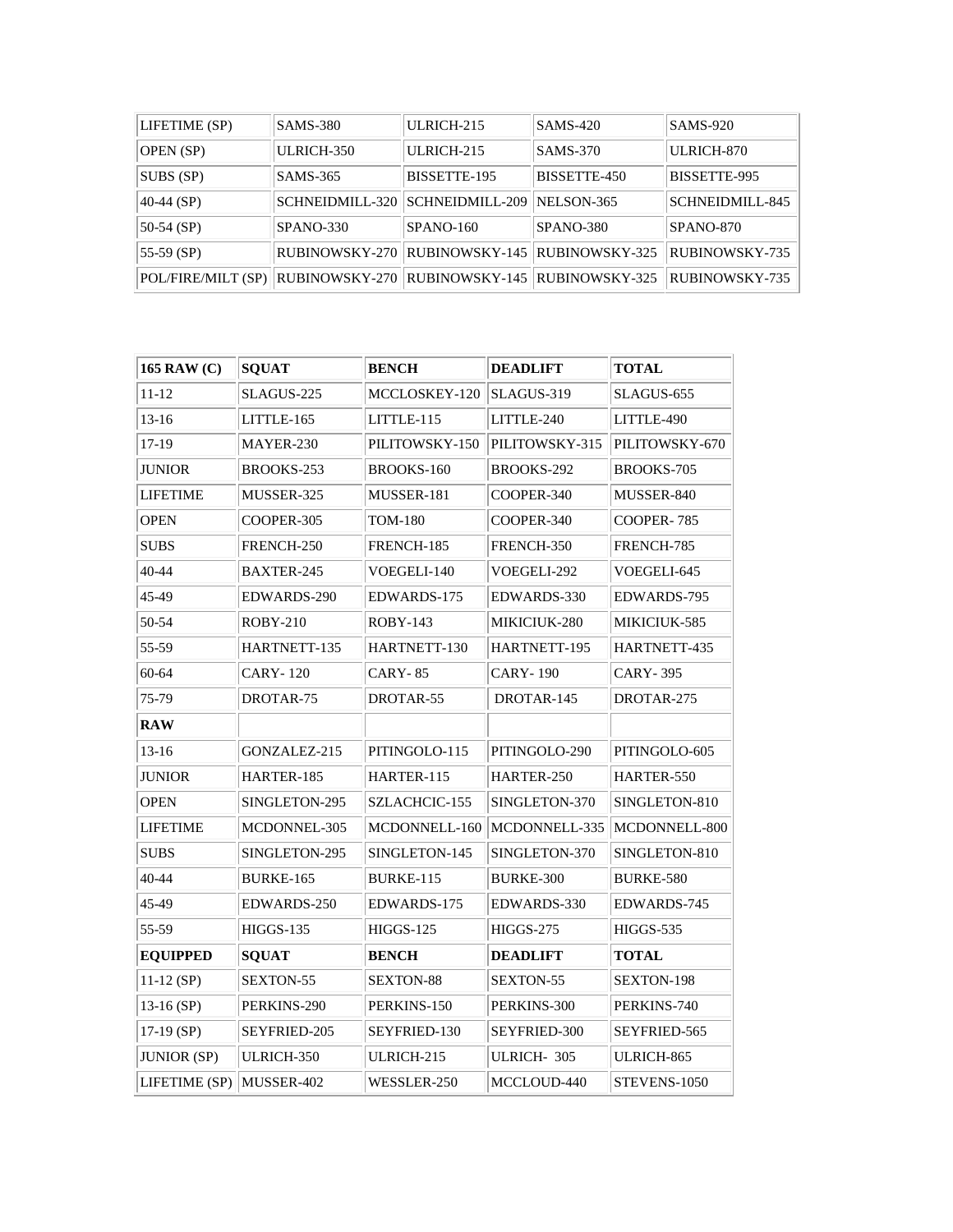| | | | | |
|---|---|---|---|---|
| LIFETIME (SP) | SAMS-380 | ULRICH-215 | SAMS-420 | SAMS-920 |
| OPEN (SP) | ULRICH-350 | ULRICH-215 | SAMS-370 | ULRICH-870 |
| SUBS (SP) | SAMS-365 | BISSETTE-195 | BISSETTE-450 | BISSETTE-995 |
| 40-44 (SP) | SCHNEIDMILL-320 | SCHNEIDMILL-209 | NELSON-365 | SCHNEIDMILL-845 |
| 50-54 (SP) | SPANO-330 | SPANO-160 | SPANO-380 | SPANO-870 |
| 55-59 (SP) | RUBINOWSKY-270 | RUBINOWSKY-145 | RUBINOWSKY-325 | RUBINOWSKY-735 |
| POL/FIRE/MILT (SP) | RUBINOWSKY-270 | RUBINOWSKY-145 | RUBINOWSKY-325 | RUBINOWSKY-735 |

| **165 RAW (C)** | **SQUAT** | **BENCH** | **DEADLIFT** | **TOTAL** |
|---|---|---|---|---|
| 11-12 | SLAGUS-225 | MCCLOSKEY-120 | SLAGUS-319 | SLAGUS-655 |
| 13-16 | LITTLE-165 | LITTLE-115 | LITTLE-240 | LITTLE-490 |
| 17-19 | MAYER-230 | PILITOWSKY-150 | PILITOWSKY-315 | PILITOWSKY-670 |
| JUNIOR | BROOKS-253 | BROOKS-160 | BROOKS-292 | BROOKS-705 |
| LIFETIME | MUSSER-325 | MUSSER-181 | COOPER-340 | MUSSER-840 |
| OPEN | COOPER-305 | TOM-180 | COOPER-340 | COOPER- 785 |
| SUBS | FRENCH-250 | FRENCH-185 | FRENCH-350 | FRENCH-785 |
| 40-44 | BAXTER-245 | VOEGELI-140 | VOEGELI-292 | VOEGELI-645 |
| 45-49 | EDWARDS-290 | EDWARDS-175 | EDWARDS-330 | EDWARDS-795 |
| 50-54 | ROBY-210 | ROBY-143 | MIKICIUK-280 | MIKICIUK-585 |
| 55-59 | HARTNETT-135 | HARTNETT-130 | HARTNETT-195 | HARTNETT-435 |
| 60-64 | CARY- 120 | CARY- 85 | CARY- 190 | CARY- 395 |
| 75-79 | DROTAR-75 | DROTAR-55 | DROTAR-145 | DROTAR-275 |
| **RAW** | | | | |
| 13-16 | GONZALEZ-215 | PITINGOLO-115 | PITINGOLO-290 | PITINGOLO-605 |
| JUNIOR | HARTER-185 | HARTER-115 | HARTER-250 | HARTER-550 |
| OPEN | SINGLETON-295 | SZLACHCIC-155 | SINGLETON-370 | SINGLETON-810 |
| LIFETIME | MCDONNEL-305 | MCDONNELL-160 | MCDONNELL-335 | MCDONNELL-800 |
| SUBS | SINGLETON-295 | SINGLETON-145 | SINGLETON-370 | SINGLETON-810 |
| 40-44 | BURKE-165 | BURKE-115 | BURKE-300 | BURKE-580 |
| 45-49 | EDWARDS-250 | EDWARDS-175 | EDWARDS-330 | EDWARDS-745 |
| 55-59 | HIGGS-135 | HIGGS-125 | HIGGS-275 | HIGGS-535 |
| **EQUIPPED** | **SQUAT** | **BENCH** | **DEADLIFT** | **TOTAL** |
| 11-12 (SP) | SEXTON-55 | SEXTON-88 | SEXTON-55 | SEXTON-198 |
| 13-16 (SP) | PERKINS-290 | PERKINS-150 | PERKINS-300 | PERKINS-740 |
| 17-19 (SP) | SEYFRIED-205 | SEYFRIED-130 | SEYFRIED-300 | SEYFRIED-565 |
| JUNIOR (SP) | ULRICH-350 | ULRICH-215 | ULRICH- 305 | ULRICH-865 |
| LIFETIME (SP) | MUSSER-402 | WESSLER-250 | MCCLOUD-440 | STEVENS-1050 |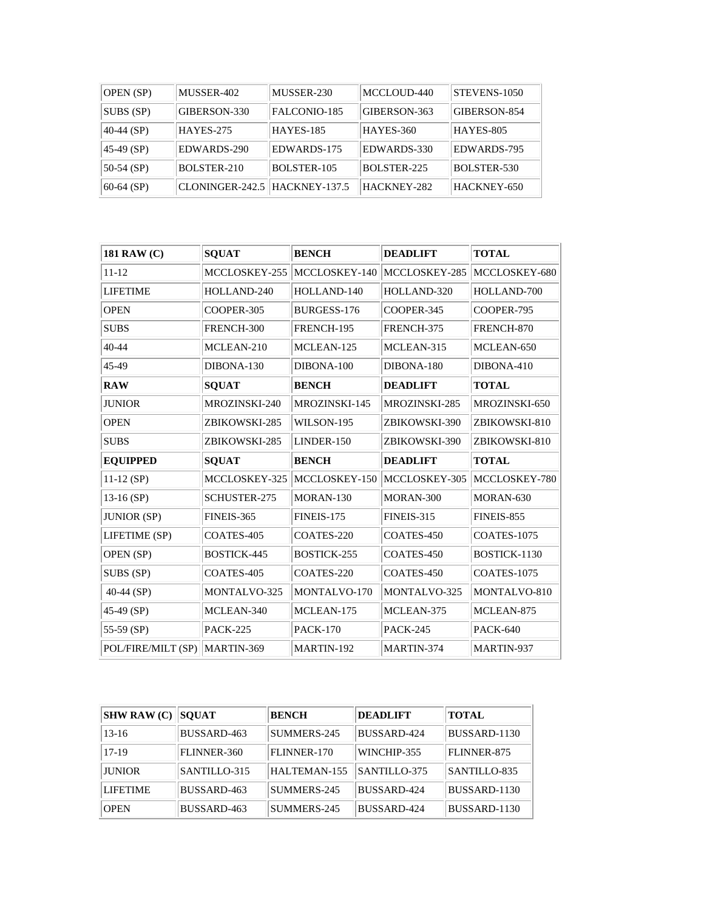| | | | | |
|---|---|---|---|---|
| OPEN (SP) | MUSSER-402 | MUSSER-230 | MCCLOUD-440 | STEVENS-1050 |
| SUBS (SP) | GIBERSON-330 | FALCONIO-185 | GIBERSON-363 | GIBERSON-854 |
| 40-44 (SP) | HAYES-275 | HAYES-185 | HAYES-360 | HAYES-805 |
| 45-49 (SP) | EDWARDS-290 | EDWARDS-175 | EDWARDS-330 | EDWARDS-795 |
| 50-54 (SP) | BOLSTER-210 | BOLSTER-105 | BOLSTER-225 | BOLSTER-530 |
| 60-64 (SP) | CLONINGER-242.5 | HACKNEY-137.5 | HACKNEY-282 | HACKNEY-650 |

| **181 RAW (C)** | **SQUAT** | **BENCH** | **DEADLIFT** | **TOTAL** |
|---|---|---|---|---|
| 11-12 | MCCLOSKEY-255 | MCCLOSKEY-140 | MCCLOSKEY-285 | MCCLOSKEY-680 |
| LIFETIME | HOLLAND-240 | HOLLAND-140 | HOLLAND-320 | HOLLAND-700 |
| OPEN | COOPER-305 | BURGESS-176 | COOPER-345 | COOPER-795 |
| SUBS | FRENCH-300 | FRENCH-195 | FRENCH-375 | FRENCH-870 |
| 40-44 | MCLEAN-210 | MCLEAN-125 | MCLEAN-315 | MCLEAN-650 |
| 45-49 | DIBONA-130 | DIBONA-100 | DIBONA-180 | DIBONA-410 |
| **RAW** | **SQUAT** | **BENCH** | **DEADLIFT** | **TOTAL** |
| JUNIOR | MROZINSKI-240 | MROZINSKI-145 | MROZINSKI-285 | MROZINSKI-650 |
| OPEN | ZBIKOWSKI-285 | WILSON-195 | ZBIKOWSKI-390 | ZBIKOWSKI-810 |
| SUBS | ZBIKOWSKI-285 | LINDER-150 | ZBIKOWSKI-390 | ZBIKOWSKI-810 |
| **EQUIPPED** | **SQUAT** | **BENCH** | **DEADLIFT** | **TOTAL** |
| 11-12 (SP) | MCCLOSKEY-325 | MCCLOSKEY-150 | MCCLOSKEY-305 | MCCLOSKEY-780 |
| 13-16 (SP) | SCHUSTER-275 | MORAN-130 | MORAN-300 | MORAN-630 |
| JUNIOR (SP) | FINEIS-365 | FINEIS-175 | FINEIS-315 | FINEIS-855 |
| LIFETIME (SP) | COATES-405 | COATES-220 | COATES-450 | COATES-1075 |
| OPEN (SP) | BOSTICK-445 | BOSTICK-255 | COATES-450 | BOSTICK-1130 |
| SUBS (SP) | COATES-405 | COATES-220 | COATES-450 | COATES-1075 |
| 40-44 (SP) | MONTALVO-325 | MONTALVO-170 | MONTALVO-325 | MONTALVO-810 |
| 45-49 (SP) | MCLEAN-340 | MCLEAN-175 | MCLEAN-375 | MCLEAN-875 |
| 55-59 (SP) | PACK-225 | PACK-170 | PACK-245 | PACK-640 |
| POL/FIRE/MILT (SP) | MARTIN-369 | MARTIN-192 | MARTIN-374 | MARTIN-937 |

| **SHW RAW (C)** | **SQUAT** | **BENCH** | **DEADLIFT** | **TOTAL** |
|---|---|---|---|---|
| 13-16 | BUSSARD-463 | SUMMERS-245 | BUSSARD-424 | BUSSARD-1130 |
| 17-19 | FLINNER-360 | FLINNER-170 | WINCHIP-355 | FLINNER-875 |
| JUNIOR | SANTILLO-315 | HALTEMAN-155 | SANTILLO-375 | SANTILLO-835 |
| LIFETIME | BUSSARD-463 | SUMMERS-245 | BUSSARD-424 | BUSSARD-1130 |
| OPEN | BUSSARD-463 | SUMMERS-245 | BUSSARD-424 | BUSSARD-1130 |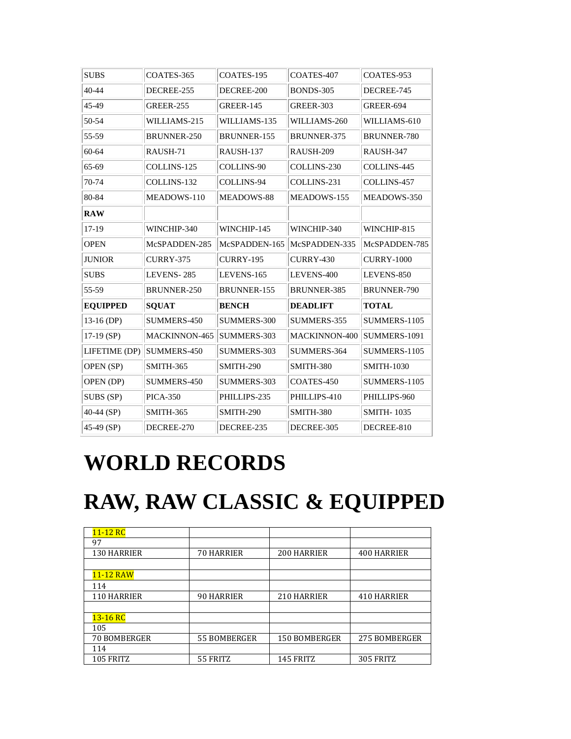| | | | | |
|---|---|---|---|---|
| SUBS | COATES-365 | COATES-195 | COATES-407 | COATES-953 |
| 40-44 | DECREE-255 | DECREE-200 | BONDS-305 | DECREE-745 |
| 45-49 | GREER-255 | GREER-145 | GREER-303 | GREER-694 |
| 50-54 | WILLIAMS-215 | WILLIAMS-135 | WILLIAMS-260 | WILLIAMS-610 |
| 55-59 | BRUNNER-250 | BRUNNER-155 | BRUNNER-375 | BRUNNER-780 |
| 60-64 | RAUSH-71 | RAUSH-137 | RAUSH-209 | RAUSH-347 |
| 65-69 | COLLINS-125 | COLLINS-90 | COLLINS-230 | COLLINS-445 |
| 70-74 | COLLINS-132 | COLLINS-94 | COLLINS-231 | COLLINS-457 |
| 80-84 | MEADOWS-110 | MEADOWS-88 | MEADOWS-155 | MEADOWS-350 |
| **RAW** | | | | |
| 17-19 | WINCHIP-340 | WINCHIP-145 | WINCHIP-340 | WINCHIP-815 |
| OPEN | McSPADDEN-285 | McSPADDEN-165 | McSPADDEN-335 | McSPADDEN-785 |
| JUNIOR | CURRY-375 | CURRY-195 | CURRY-430 | CURRY-1000 |
| SUBS | LEVENS- 285 | LEVENS-165 | LEVENS-400 | LEVENS-850 |
| 55-59 | BRUNNER-250 | BRUNNER-155 | BRUNNER-385 | BRUNNER-790 |
| **EQUIPPED** | **SQUAT** | **BENCH** | **DEADLIFT** | **TOTAL** |
| 13-16 (DP) | SUMMERS-450 | SUMMERS-300 | SUMMERS-355 | SUMMERS-1105 |
| 17-19 (SP) | MACKINNON-465 | SUMMERS-303 | MACKINNON-400 | SUMMERS-1091 |
| LIFETIME (DP) | SUMMERS-450 | SUMMERS-303 | SUMMERS-364 | SUMMERS-1105 |
| OPEN (SP) | SMITH-365 | SMITH-290 | SMITH-380 | SMITH-1030 |
| OPEN (DP) | SUMMERS-450 | SUMMERS-303 | COATES-450 | SUMMERS-1105 |
| SUBS (SP) | PICA-350 | PHILLIPS-235 | PHILLIPS-410 | PHILLIPS-960 |
| 40-44 (SP) | SMITH-365 | SMITH-290 | SMITH-380 | SMITH- 1035 |
| 45-49 (SP) | DECREE-270 | DECREE-235 | DECREE-305 | DECREE-810 |

# WORLD RECORDS

# RAW, RAW CLASSIC & EQUIPPED

| | | | |
|---|---|---|---|
| 11-12 RC | | | |
| 97 | | | |
| 130 HARRIER | 70 HARRIER | 200 HARRIER | 400 HARRIER |
| | | | |
| 11-12 RAW | | | |
| 114 | | | |
| 110 HARRIER | 90 HARRIER | 210 HARRIER | 410 HARRIER |
| | | | |
| 13-16 RC | | | |
| 105 | | | |
| 70 BOMBERGER | 55 BOMBERGER | 150 BOMBERGER | 275 BOMBERGER |
| 114 | | | |
| 105 FRITZ | 55 FRITZ | 145 FRITZ | 305 FRITZ |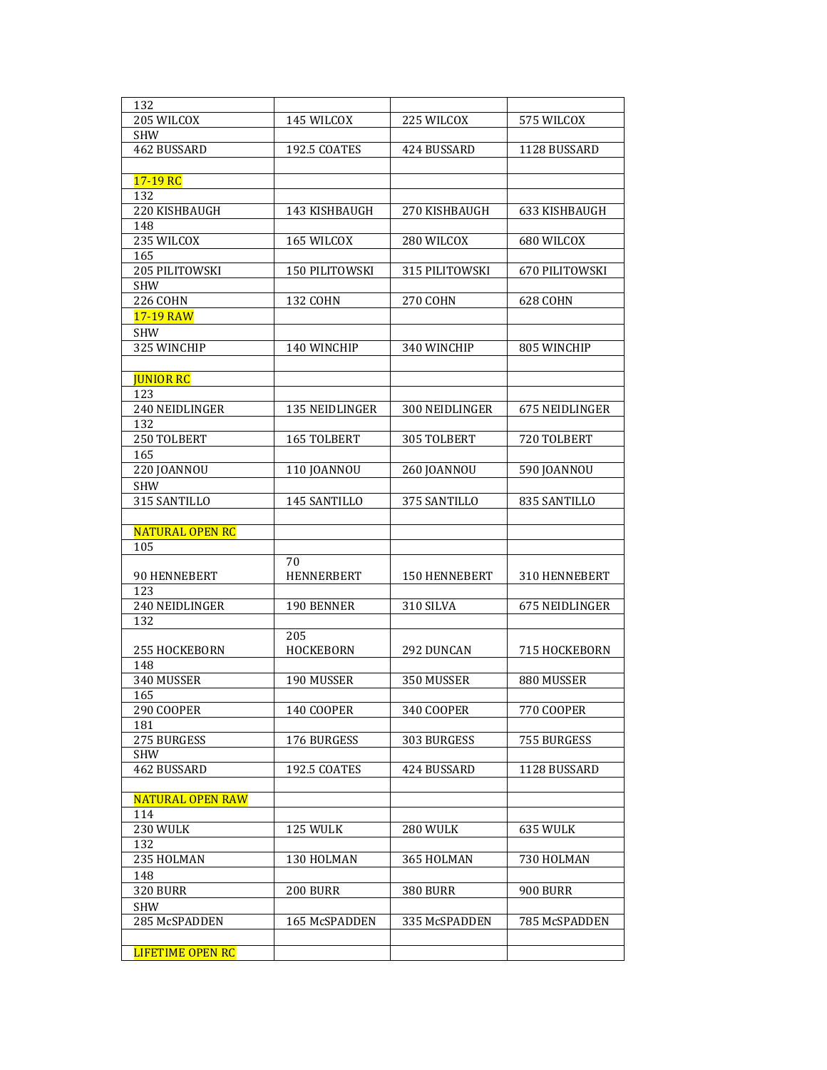| | | | |
|---|---|---|---|
| 132 | | | |
| 205 WILCOX | 145 WILCOX | 225 WILCOX | 575 WILCOX |
| SHW | | | |
| 462 BUSSARD | 192.5 COATES | 424 BUSSARD | 1128 BUSSARD |
| | | | |
| 17-19 RC | | | |
| 132 | | | |
| 220 KISHBAUGH | 143 KISHBAUGH | 270 KISHBAUGH | 633 KISHBAUGH |
| 148 | | | |
| 235 WILCOX | 165 WILCOX | 280 WILCOX | 680 WILCOX |
| 165 | | | |
| 205 PILITOWSKI | 150 PILITOWSKI | 315 PILITOWSKI | 670 PILITOWSKI |
| SHW | | | |
| 226 COHN | 132 COHN | 270 COHN | 628 COHN |
| 17-19 RAW | | | |
| SHW | | | |
| 325 WINCHIP | 140 WINCHIP | 340 WINCHIP | 805 WINCHIP |
| | | | |
| JUNIOR RC | | | |
| 123 | | | |
| 240 NEIDLINGER | 135 NEIDLINGER | 300 NEIDLINGER | 675 NEIDLINGER |
| 132 | | | |
| 250 TOLBERT | 165 TOLBERT | 305 TOLBERT | 720 TOLBERT |
| 165 | | | |
| 220 JOANNOU | 110 JOANNOU | 260 JOANNOU | 590 JOANNOU |
| SHW | | | |
| 315 SANTILLO | 145 SANTILLO | 375 SANTILLO | 835 SANTILLO |
| | | | |
| NATURAL OPEN RC | | | |
| 105 | | | |
| 90 HENNEBERT | 70 HENNERBERT | 150 HENNEBERT | 310 HENNEBERT |
| 123 | | | |
| 240 NEIDLINGER | 190 BENNER | 310 SILVA | 675 NEIDLINGER |
| 132 | | | |
| 255 HOCKEBORN | 205 HOCKEBORN | 292 DUNCAN | 715 HOCKEBORN |
| 148 | | | |
| 340 MUSSER | 190 MUSSER | 350 MUSSER | 880 MUSSER |
| 165 | | | |
| 290 COOPER | 140 COOPER | 340 COOPER | 770 COOPER |
| 181 | | | |
| 275 BURGESS | 176 BURGESS | 303 BURGESS | 755 BURGESS |
| SHW | | | |
| 462 BUSSARD | 192.5 COATES | 424 BUSSARD | 1128 BUSSARD |
| | | | |
| NATURAL OPEN RAW | | | |
| 114 | | | |
| 230 WULK | 125 WULK | 280 WULK | 635 WULK |
| 132 | | | |
| 235 HOLMAN | 130 HOLMAN | 365 HOLMAN | 730 HOLMAN |
| 148 | | | |
| 320 BURR | 200 BURR | 380 BURR | 900 BURR |
| SHW | | | |
| 285 McSPADDEN | 165 McSPADDEN | 335 McSPADDEN | 785 McSPADDEN |
| | | | |
| LIFETIME OPEN RC | | | |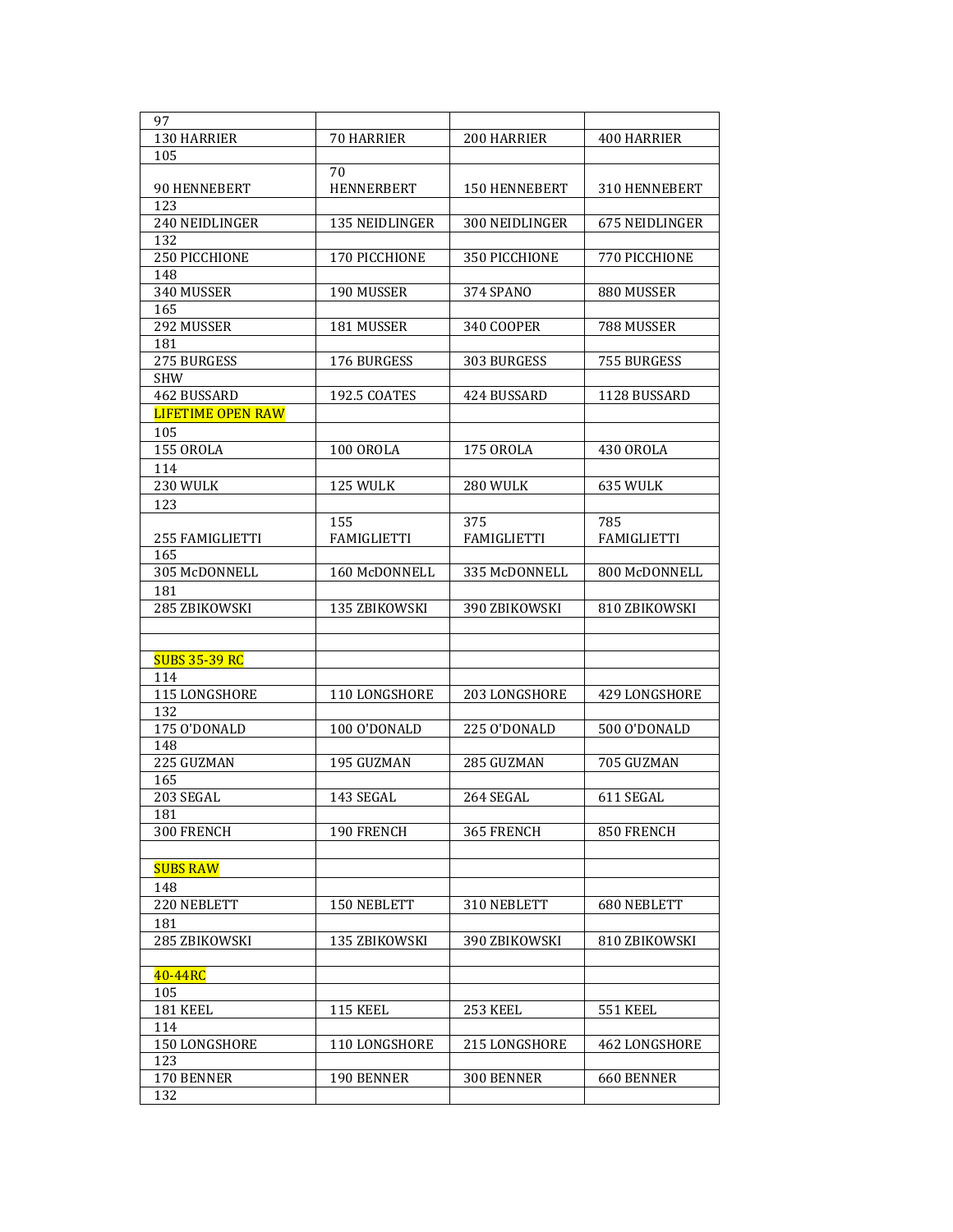| | | | |
|---|---|---|---|
| 97 | | | |
| 130 HARRIER | 70 HARRIER | 200 HARRIER | 400 HARRIER |
| 105 | | | |
| 90 HENNEBERT | 70 HENNERBERT | 150 HENNEBERT | 310 HENNEBERT |
| 123 | | | |
| 240 NEIDLINGER | 135 NEIDLINGER | 300 NEIDLINGER | 675 NEIDLINGER |
| 132 | | | |
| 250 PICCHIONE | 170 PICCHIONE | 350 PICCHIONE | 770 PICCHIONE |
| 148 | | | |
| 340 MUSSER | 190 MUSSER | 374 SPANO | 880 MUSSER |
| 165 | | | |
| 292 MUSSER | 181 MUSSER | 340 COOPER | 788 MUSSER |
| 181 | | | |
| 275 BURGESS | 176 BURGESS | 303 BURGESS | 755 BURGESS |
| SHW | | | |
| 462 BUSSARD | 192.5 COATES | 424 BUSSARD | 1128 BUSSARD |
| LIFETIME OPEN RAW | | | |
| 105 | | | |
| 155 OROLA | 100 OROLA | 175 OROLA | 430 OROLA |
| 114 | | | |
| 230 WULK | 125 WULK | 280 WULK | 635 WULK |
| 123 | | | |
| 255 FAMIGLIETTI | 155 FAMIGLIETTI | 375 FAMIGLIETTI | 785 FAMIGLIETTI |
| 165 | | | |
| 305 McDONNELL | 160 McDONNELL | 335 McDONNELL | 800 McDONNELL |
| 181 | | | |
| 285 ZBIKOWSKI | 135 ZBIKOWSKI | 390 ZBIKOWSKI | 810 ZBIKOWSKI |
| | | | |
| | | | |
| SUBS 35-39 RC | | | |
| 114 | | | |
| 115 LONGSHORE | 110 LONGSHORE | 203 LONGSHORE | 429 LONGSHORE |
| 132 | | | |
| 175 O'DONALD | 100 O'DONALD | 225 O'DONALD | 500 O'DONALD |
| 148 | | | |
| 225 GUZMAN | 195 GUZMAN | 285 GUZMAN | 705 GUZMAN |
| 165 | | | |
| 203 SEGAL | 143 SEGAL | 264 SEGAL | 611 SEGAL |
| 181 | | | |
| 300 FRENCH | 190 FRENCH | 365 FRENCH | 850 FRENCH |
| | | | |
| SUBS RAW | | | |
| 148 | | | |
| 220 NEBLETT | 150 NEBLETT | 310 NEBLETT | 680 NEBLETT |
| 181 | | | |
| 285 ZBIKOWSKI | 135 ZBIKOWSKI | 390 ZBIKOWSKI | 810 ZBIKOWSKI |
| | | | |
| 40-44RC | | | |
| 105 | | | |
| 181 KEEL | 115 KEEL | 253 KEEL | 551 KEEL |
| 114 | | | |
| 150 LONGSHORE | 110 LONGSHORE | 215 LONGSHORE | 462 LONGSHORE |
| 123 | | | |
| 170 BENNER | 190 BENNER | 300 BENNER | 660 BENNER |
| 132 | | | |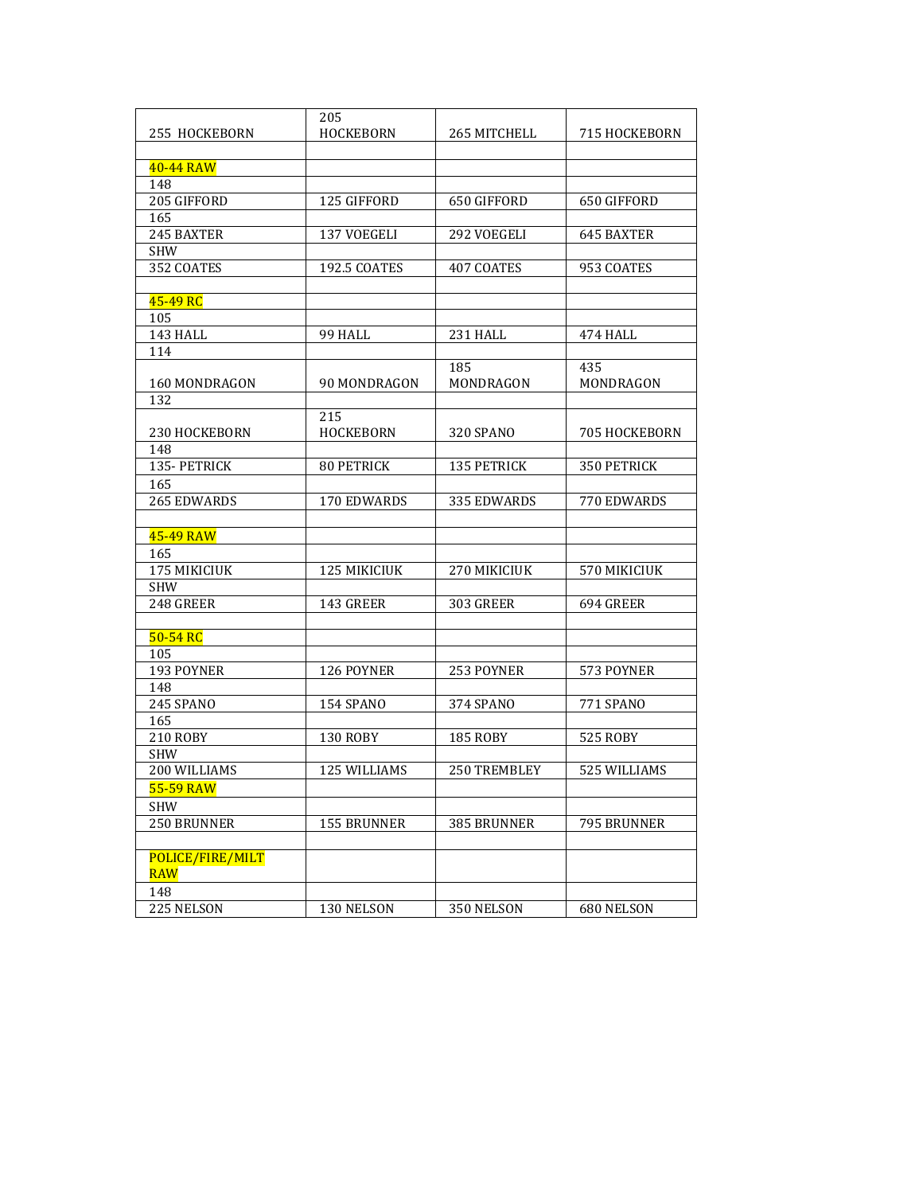| | | | |
|---|---|---|---|
| 255 HOCKEBORN | 205 HOCKEBORN | 265 MITCHELL | 715 HOCKEBORN |
| | | | |
| 40-44 RAW | | | |
| 148 | | | |
| 205 GIFFORD | 125 GIFFORD | 650 GIFFORD | 650 GIFFORD |
| 165 | | | |
| 245 BAXTER | 137 VOEGELI | 292 VOEGELI | 645 BAXTER |
| SHW | | | |
| 352 COATES | 192.5 COATES | 407 COATES | 953 COATES |
| | | | |
| 45-49 RC | | | |
| 105 | | | |
| 143 HALL | 99 HALL | 231 HALL | 474 HALL |
| 114 | | | |
| 160 MONDRAGON | 90 MONDRAGON | 185 MONDRAGON | 435 MONDRAGON |
| 132 | | | |
| 230 HOCKEBORN | 215 HOCKEBORN | 320 SPANO | 705 HOCKEBORN |
| 148 | | | |
| 135- PETRICK | 80 PETRICK | 135 PETRICK | 350 PETRICK |
| 165 | | | |
| 265 EDWARDS | 170 EDWARDS | 335 EDWARDS | 770 EDWARDS |
| | | | |
| 45-49 RAW | | | |
| 165 | | | |
| 175 MIKICIUK | 125 MIKICIUK | 270 MIKICIUK | 570 MIKICIUK |
| SHW | | | |
| 248 GREER | 143 GREER | 303 GREER | 694 GREER |
| | | | |
| 50-54 RC | | | |
| 105 | | | |
| 193 POYNER | 126 POYNER | 253 POYNER | 573 POYNER |
| 148 | | | |
| 245 SPANO | 154 SPANO | 374 SPANO | 771 SPANO |
| 165 | | | |
| 210 ROBY | 130 ROBY | 185 ROBY | 525 ROBY |
| SHW | | | |
| 200 WILLIAMS | 125 WILLIAMS | 250 TREMBLEY | 525 WILLIAMS |
| 55-59 RAW | | | |
| SHW | | | |
| 250 BRUNNER | 155 BRUNNER | 385 BRUNNER | 795 BRUNNER |
| | | | |
| POLICE/FIRE/MILT RAW | | | |
| 148 | | | |
| 225 NELSON | 130 NELSON | 350 NELSON | 680 NELSON |